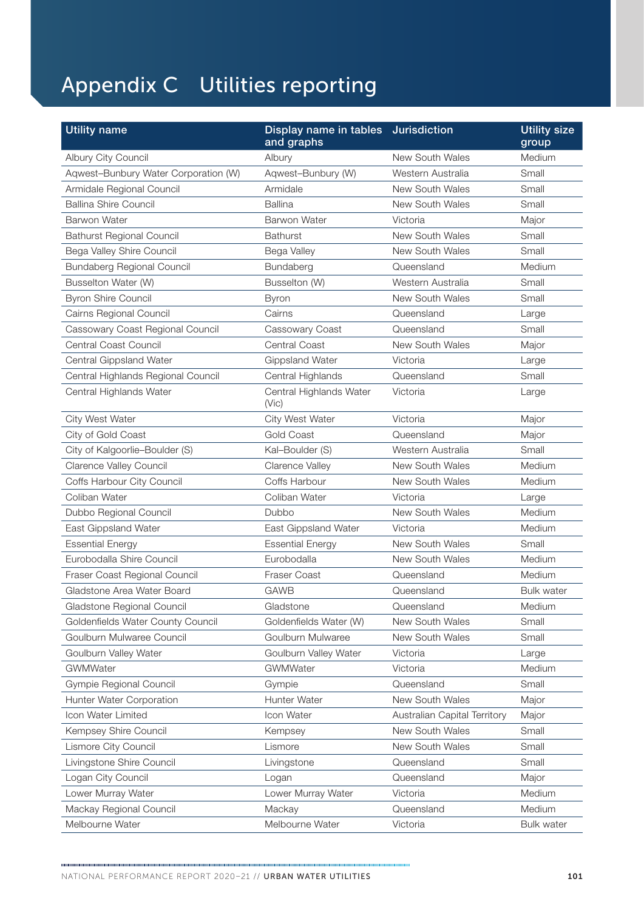# Appendix C Utilities reporting

| Utility name | Display name in tables and graphs | Jurisdiction | Utility size group |
|---|---|---|---|
| Albury City Council | Albury | New South Wales | Medium |
| Aqwest–Bunbury Water Corporation (W) | Aqwest–Bunbury (W) | Western Australia | Small |
| Armidale Regional Council | Armidale | New South Wales | Small |
| Ballina Shire Council | Ballina | New South Wales | Small |
| Barwon Water | Barwon Water | Victoria | Major |
| Bathurst Regional Council | Bathurst | New South Wales | Small |
| Bega Valley Shire Council | Bega Valley | New South Wales | Small |
| Bundaberg Regional Council | Bundaberg | Queensland | Medium |
| Busselton Water (W) | Busselton (W) | Western Australia | Small |
| Byron Shire Council | Byron | New South Wales | Small |
| Cairns Regional Council | Cairns | Queensland | Large |
| Cassowary Coast Regional Council | Cassowary Coast | Queensland | Small |
| Central Coast Council | Central Coast | New South Wales | Major |
| Central Gippsland Water | Gippsland Water | Victoria | Large |
| Central Highlands Regional Council | Central Highlands | Queensland | Small |
| Central Highlands Water | Central Highlands Water (Vic) | Victoria | Large |
| City West Water | City West Water | Victoria | Major |
| City of Gold Coast | Gold Coast | Queensland | Major |
| City of Kalgoorlie–Boulder (S) | Kal–Boulder (S) | Western Australia | Small |
| Clarence Valley Council | Clarence Valley | New South Wales | Medium |
| Coffs Harbour City Council | Coffs Harbour | New South Wales | Medium |
| Coliban Water | Coliban Water | Victoria | Large |
| Dubbo Regional Council | Dubbo | New South Wales | Medium |
| East Gippsland Water | East Gippsland Water | Victoria | Medium |
| Essential Energy | Essential Energy | New South Wales | Small |
| Eurobodalla Shire Council | Eurobodalla | New South Wales | Medium |
| Fraser Coast Regional Council | Fraser Coast | Queensland | Medium |
| Gladstone Area Water Board | GAWB | Queensland | Bulk water |
| Gladstone Regional Council | Gladstone | Queensland | Medium |
| Goldenfields Water County Council | Goldenfields Water (W) | New South Wales | Small |
| Goulburn Mulwaree Council | Goulburn Mulwaree | New South Wales | Small |
| Goulburn Valley Water | Goulburn Valley Water | Victoria | Large |
| GWMWater | GWMWater | Victoria | Medium |
| Gympie Regional Council | Gympie | Queensland | Small |
| Hunter Water Corporation | Hunter Water | New South Wales | Major |
| Icon Water Limited | Icon Water | Australian Capital Territory | Major |
| Kempsey Shire Council | Kempsey | New South Wales | Small |
| Lismore City Council | Lismore | New South Wales | Small |
| Livingstone Shire Council | Livingstone | Queensland | Small |
| Logan City Council | Logan | Queensland | Major |
| Lower Murray Water | Lower Murray Water | Victoria | Medium |
| Mackay Regional Council | Mackay | Queensland | Medium |
| Melbourne Water | Melbourne Water | Victoria | Bulk water |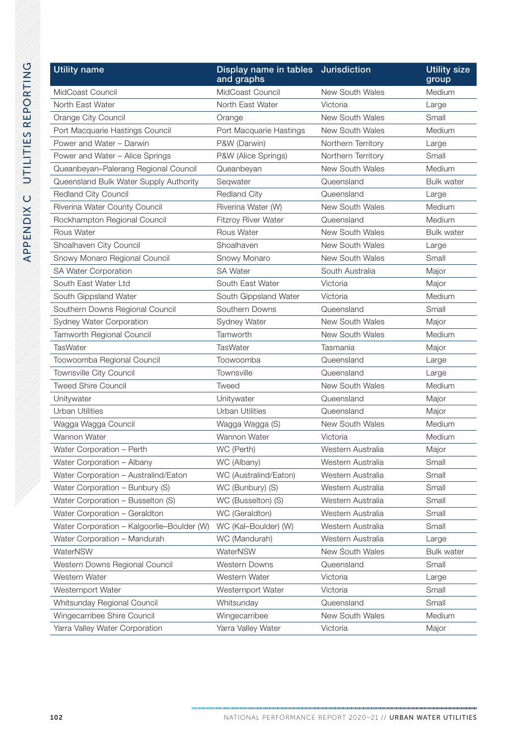| Utility name | Display name in tables and graphs | Jurisdiction | Utility size group |
|---|---|---|---|
| MidCoast Council | MidCoast Council | New South Wales | Medium |
| North East Water | North East Water | Victoria | Large |
| Orange City Council | Orange | New South Wales | Small |
| Port Macquarie Hastings Council | Port Macquarie Hastings | New South Wales | Medium |
| Power and Water – Darwin | P&W (Darwin) | Northern Territory | Large |
| Power and Water – Alice Springs | P&W (Alice Springs) | Northern Territory | Small |
| Queanbeyan–Palerang Regional Council | Queanbeyan | New South Wales | Medium |
| Queensland Bulk Water Supply Authority | Seqwater | Queensland | Bulk water |
| Redland City Council | Redland City | Queensland | Large |
| Riverina Water County Council | Riverina Water (W) | New South Wales | Medium |
| Rockhampton Regional Council | Fitzroy River Water | Queensland | Medium |
| Rous Water | Rous Water | New South Wales | Bulk water |
| Shoalhaven City Council | Shoalhaven | New South Wales | Large |
| Snowy Monaro Regional Council | Snowy Monaro | New South Wales | Small |
| SA Water Corporation | SA Water | South Australia | Major |
| South East Water Ltd | South East Water | Victoria | Major |
| South Gippsland Water | South Gippsland Water | Victoria | Medium |
| Southern Downs Regional Council | Southern Downs | Queensland | Small |
| Sydney Water Corporation | Sydney Water | New South Wales | Major |
| Tamworth Regional Council | Tamworth | New South Wales | Medium |
| TasWater | TasWater | Tasmania | Major |
| Toowoomba Regional Council | Toowoomba | Queensland | Large |
| Townsville City Council | Townsville | Queensland | Large |
| Tweed Shire Council | Tweed | New South Wales | Medium |
| Unitywater | Unitywater | Queensland | Major |
| Urban Utilities | Urban Utilities | Queensland | Major |
| Wagga Wagga Council | Wagga Wagga (S) | New South Wales | Medium |
| Wannon Water | Wannon Water | Victoria | Medium |
| Water Corporation – Perth | WC (Perth) | Western Australia | Major |
| Water Corporation – Albany | WC (Albany) | Western Australia | Small |
| Water Corporation – Australind/Eaton | WC (Australind/Eaton) | Western Australia | Small |
| Water Corporation – Bunbury (S) | WC (Bunbury) (S) | Western Australia | Small |
| Water Corporation – Busselton (S) | WC (Busselton) (S) | Western Australia | Small |
| Water Corporation – Geraldton | WC (Geraldton) | Western Australia | Small |
| Water Corporation – Kalgoorlie–Boulder (W) | WC (Kal–Boulder) (W) | Western Australia | Small |
| Water Corporation – Mandurah | WC (Mandurah) | Western Australia | Large |
| WaterNSW | WaterNSW | New South Wales | Bulk water |
| Western Downs Regional Council | Western Downs | Queensland | Small |
| Western Water | Western Water | Victoria | Large |
| Westernport Water | Westernport Water | Victoria | Small |
| Whitsunday Regional Council | Whitsunday | Queensland | Small |
| Wingecarribee Shire Council | Wingecarribee | New South Wales | Medium |
| Yarra Valley Water Corporation | Yarra Valley Water | Victoria | Major |